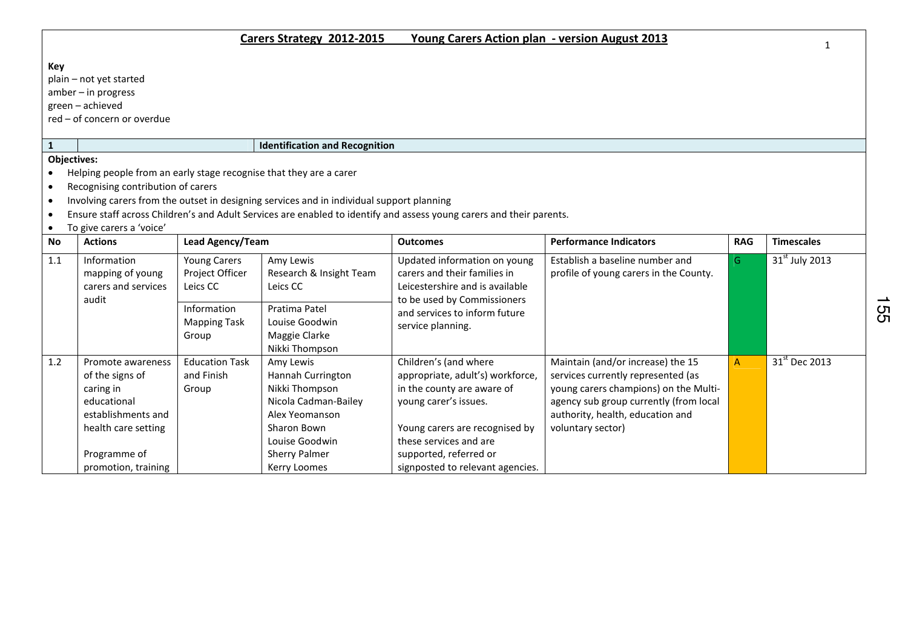# Carers Strategy 2012-2015 Young Carers Action plan - version August 2013

**Key**

plain – not yet started
amber – in progress
green – achieved
red – of concern or overdue

| 1 | | | **Identification and Recognition** | | | | |
|---|---|---|---|---|---|---|---|

**Objectives:**

- Helping people from an early stage recognise that they are a carer
- Recognising contribution of carers
- Involving carers from the outset in designing services and in individual support planning
- Ensure staff across Children's and Adult Services are enabled to identify and assess young carers and their parents.
- To give carers a 'voice'

| No | Actions | Lead Agency/Team | | Outcomes | Performance Indicators | RAG | Timescales |
|---|---|---|---|---|---|---|---|
| 1.1 | Information mapping of young carers and services audit | Young Carers Project Officer Leics CC | Amy Lewis Research & Insight Team Leics CC | Updated information on young carers and their families in Leicestershire and is available to be used by Commissioners and services to inform future service planning. | Establish a baseline number and profile of young carers in the County. | G | 31st July 2013 |
| | | Information Mapping Task Group | Pratima Patel Louise Goodwin Maggie Clarke Nikki Thompson | | | | |
| 1.2 | Promote awareness of the signs of caring in educational establishments and health care setting<br><br>Programme of promotion, training | Education Task and Finish Group | Amy Lewis Hannah Currington Nikki Thompson Nicola Cadman-Bailey Alex Yeomanson Sharon Bown Louise Goodwin Sherry Palmer Kerry Loomes | Children's (and where appropriate, adult's) workforce, in the county are aware of young carer's issues.<br><br>Young carers are recognised by these services and are supported, referred or signposted to relevant agencies. | Maintain (and/or increase) the 15 services currently represented (as young carers champions) on the Multi-agency sub group currently (from local authority, health, education and voluntary sector) | A | 31st Dec 2013 |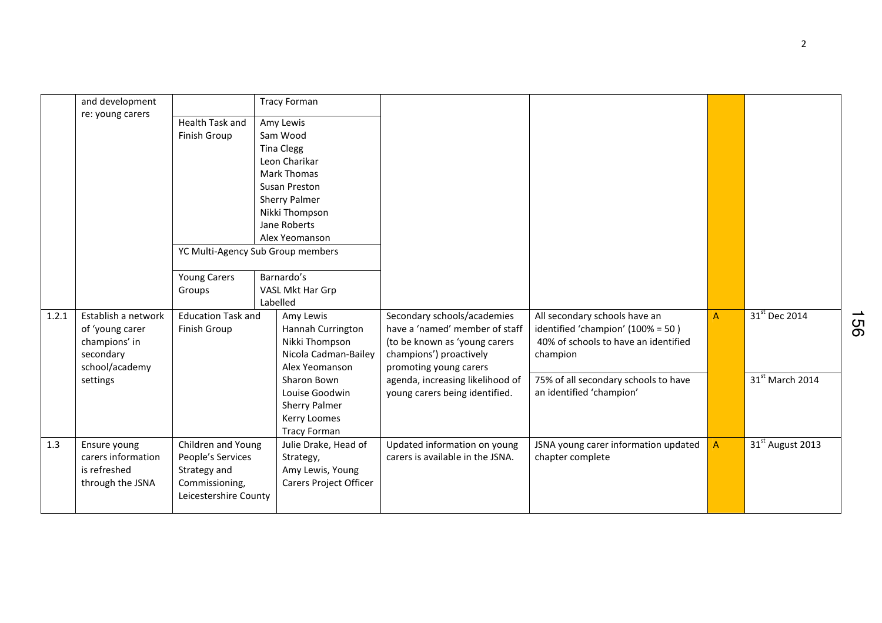| | | | | | | | |
|---|---|---|---|---|---|---|---|
| | and development re: young carers | | Tracy Forman | | | | |
| | | Health Task and Finish Group | Amy Lewis<br>Sam Wood<br>Tina Clegg<br>Leon Charikar<br>Mark Thomas<br>Susan Preston<br>Sherry Palmer<br>Nikki Thompson<br>Jane Roberts<br>Alex Yeomanson | | | | |
| | | YC Multi-Agency Sub Group members | | | | | |
| | | Young Carers Groups | Barnardo's<br>VASL Mkt Har Grp<br>Labelled | | | | |
| 1.2.1 | Establish a network of 'young carer champions' in secondary school/academy settings | Education Task and Finish Group | Amy Lewis<br>Hannah Currington<br>Nikki Thompson<br>Nicola Cadman-Bailey<br>Alex Yeomanson<br>Sharon Bown<br>Louise Goodwin<br>Sherry Palmer<br>Kerry Loomes<br>Tracy Forman | Secondary schools/academies have a 'named' member of staff (to be known as 'young carers champions') proactively promoting young carers agenda, increasing likelihood of young carers being identified. | All secondary schools have an identified 'champion' (100% = 50 )<br>40% of schools to have an identified champion | A | 31st Dec 2014 |
| | | | | | 75% of all secondary schools to have an identified 'champion' | | 31st March 2014 |
| 1.3 | Ensure young carers information is refreshed through the JSNA | Children and Young People's Services Strategy and Commissioning, Leicestershire County | Julie Drake, Head of Strategy,<br>Amy Lewis, Young Carers Project Officer | Updated information on young carers is available in the JSNA. | JSNA young carer information updated chapter complete | A | 31st August 2013 |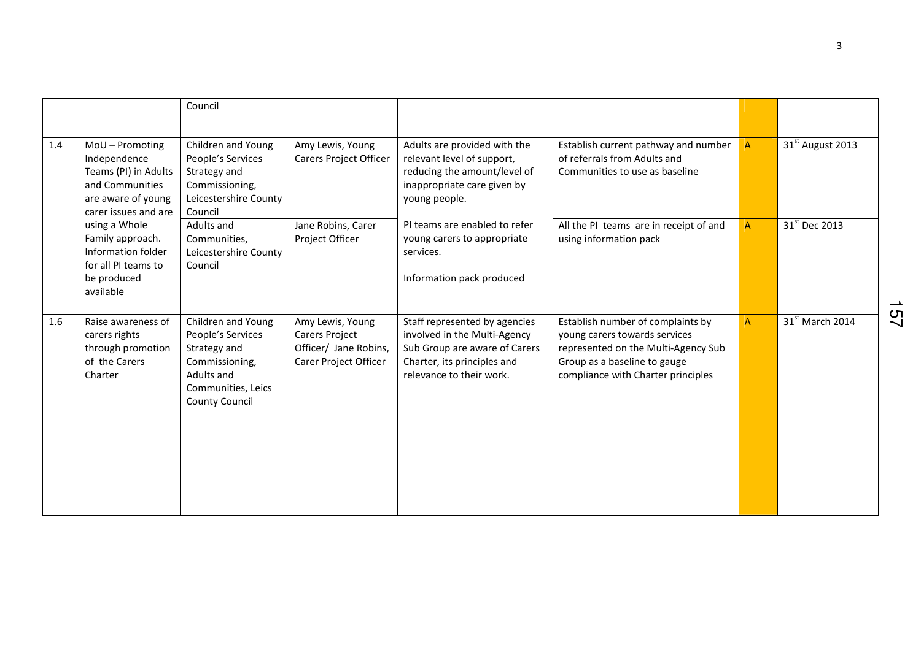| | | Council | | | | | |
|---|---|---|---|---|---|---|---|
| 1.4 | MoU – Promoting Independence Teams (PI) in Adults and Communities are aware of young carer issues and are using a Whole Family approach. Information folder for all PI teams to be produced available | Children and Young People's Services Strategy and Commissioning, Leicestershire County Council | Amy Lewis, Young Carers Project Officer | Adults are provided with the relevant level of support, reducing the amount/level of inappropriate care given by young people. | Establish current pathway and number of referrals from Adults and Communities to use as baseline | A | 31st August 2013 |
| | | Adults and Communities, Leicestershire County Council | Jane Robins, Carer Project Officer | PI teams are enabled to refer young carers to appropriate services.<br><br>Information pack produced | All the PI teams are in receipt of and using information pack | A | 31st Dec 2013 |
| 1.6 | Raise awareness of carers rights through promotion of the Carers Charter | Children and Young People's Services Strategy and Commissioning, Adults and Communities, Leics County Council | Amy Lewis, Young Carers Project Officer/ Jane Robins, Carer Project Officer | Staff represented by agencies involved in the Multi-Agency Sub Group are aware of Carers Charter, its principles and relevance to their work. | Establish number of complaints by young carers towards services represented on the Multi-Agency Sub Group as a baseline to gauge compliance with Charter principles | A | 31st March 2014 |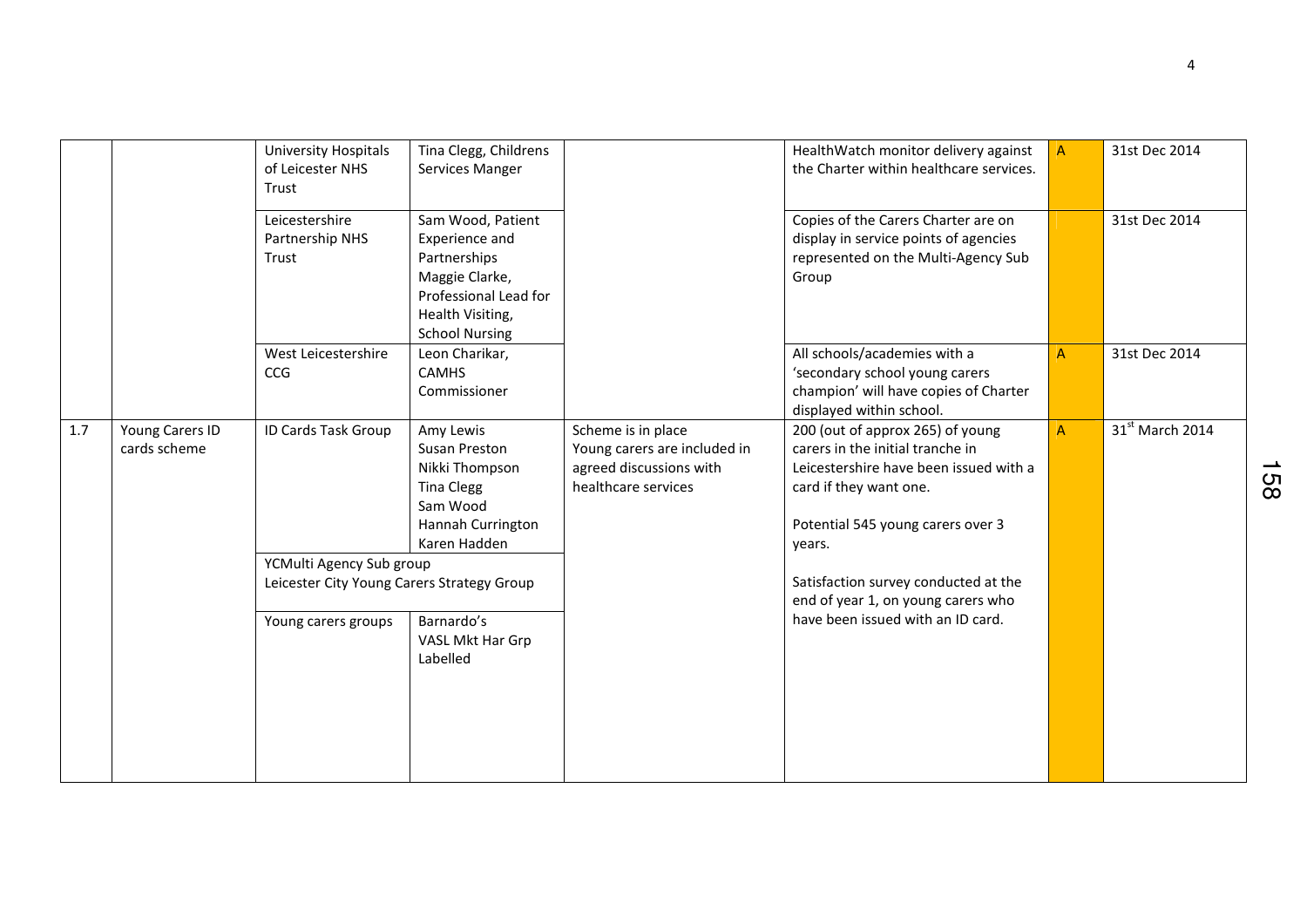|  |  |  |  |  |  |  |  |
|---|---|---|---|---|---|---|---|
|  |  | University Hospitals of Leicester NHS Trust | Tina Clegg, Childrens Services Manger |  | HealthWatch monitor delivery against the Charter within healthcare services. | A | 31st Dec 2014 |
|  |  | Leicestershire Partnership NHS Trust | Sam Wood, Patient Experience and Partnerships<br>Maggie Clarke, Professional Lead for Health Visiting, School Nursing |  | Copies of the Carers Charter are on display in service points of agencies represented on the Multi-Agency Sub Group |  | 31st Dec 2014 |
|  |  | West Leicestershire CCG | Leon Charikar, CAMHS Commissioner |  | All schools/academies with a 'secondary school young carers champion' will have copies of Charter displayed within school. | A | 31st Dec 2014 |
| 1.7 | Young Carers ID cards scheme | ID Cards Task Group | Amy Lewis<br>Susan Preston<br>Nikki Thompson<br>Tina Clegg<br>Sam Wood<br>Hannah Currington<br>Karen Hadden | Scheme is in place<br>Young carers are included in agreed discussions with healthcare services | 200 (out of approx 265) of young carers in the initial tranche in Leicestershire have been issued with a card if they want one.<br><br>Potential 545 young carers over 3 years.<br><br>Satisfaction survey conducted at the end of year 1, on young carers who have been issued with an ID card. | A | 31st March 2014 |
|  |  | YCMulti Agency Sub group<br>Leicester City Young Carers Strategy Group |  |  |  |  |  |
|  |  | Young carers groups | Barnardo's<br>VASL Mkt Har Grp<br>Labelled |  |  |  |  |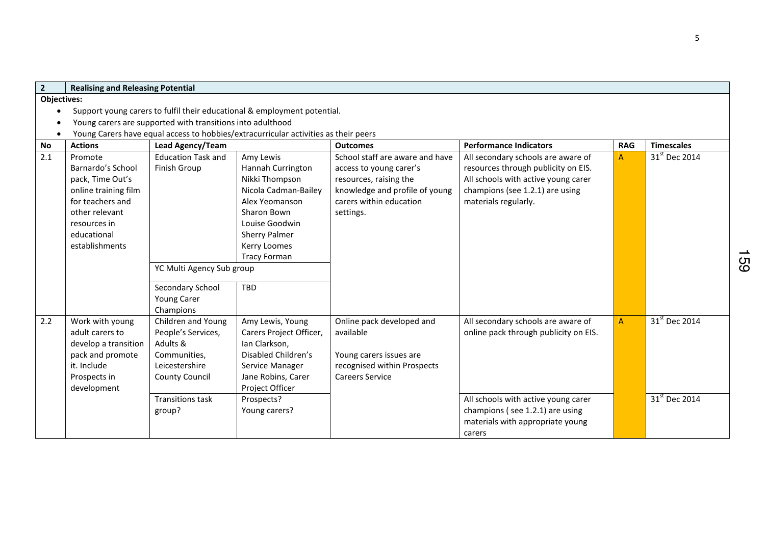| 2 | Realising and Releasing Potential | | | | | | |
|---|---|---|---|---|---|---|---|

**Objectives:**

- Support young carers to fulfil their educational & employment potential.
- Young carers are supported with transitions into adulthood
- Young Carers have equal access to hobbies/extracurricular activities as their peers

| No | Actions | Lead Agency/Team | | Outcomes | Performance Indicators | RAG | Timescales |
|---|---|---|---|---|---|---|---|
| 2.1 | Promote Barnardo's School pack, Time Out's online training film for teachers and other relevant resources in educational establishments | Education Task and Finish Group | Amy Lewis<br>Hannah Currington<br>Nikki Thompson<br>Nicola Cadman-Bailey<br>Alex Yeomanson<br>Sharon Bown<br>Louise Goodwin<br>Sherry Palmer<br>Kerry Loomes<br>Tracy Forman | School staff are aware and have access to young carer's resources, raising the knowledge and profile of young carers within education settings. | All secondary schools are aware of resources through publicity on EIS. All schools with active young carer champions (see 1.2.1) are using materials regularly. | A | 31st Dec 2014 |
| | | YC Multi Agency Sub group | | | | | |
| | | Secondary School Young Carer Champions | TBD | | | | |
| 2.2 | Work with young adult carers to develop a transition pack and promote it. Include Prospects in development | Children and Young People's Services, Adults & Communities, Leicestershire County Council | Amy Lewis, Young Carers Project Officer, Ian Clarkson, Disabled Children's Service Manager Jane Robins, Carer Project Officer | Online pack developed and available<br><br>Young carers issues are recognised within Prospects Careers Service | All secondary schools are aware of online pack through publicity on EIS. | A | 31st Dec 2014 |
| | | Transitions task group? | Prospects?<br>Young carers? | | All schools with active young carer champions ( see 1.2.1) are using materials with appropriate young carers | | 31st Dec 2014 |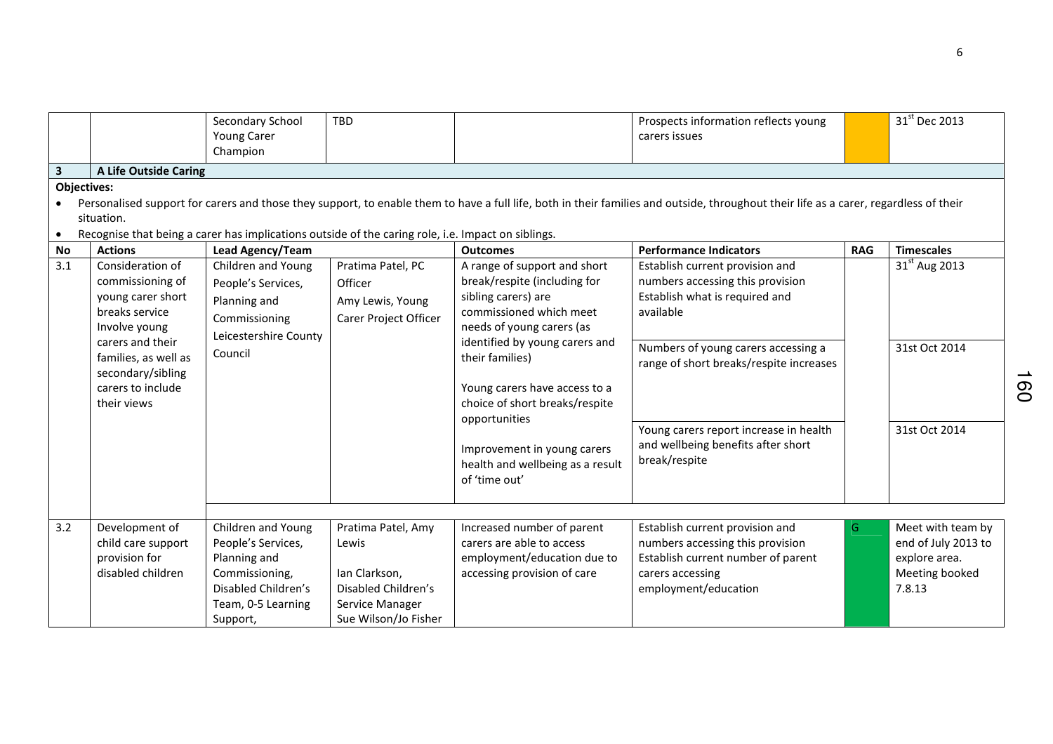| | | Secondary School Young Carer Champion | TBD | | Prospects information reflects young carers issues | | 31st Dec 2013 |
|---|---|---|---|---|---|---|---|

**3 A Life Outside Caring**

**Objectives:**

- Personalised support for carers and those they support, to enable them to have a full life, both in their families and outside, throughout their life as a carer, regardless of their situation.
- Recognise that being a carer has implications outside of the caring role, i.e. Impact on siblings.

| No | Actions | Lead Agency/Team | | Outcomes | Performance Indicators | RAG | Timescales |
|---|---|---|---|---|---|---|---|
| 3.1 | Consideration of commissioning of young carer short breaks service Involve young carers and their families, as well as secondary/sibling carers to include their views | Children and Young People's Services, Planning and Commissioning Leicestershire County Council | Pratima Patel, PC Officer Amy Lewis, Young Carer Project Officer | A range of support and short break/respite (including for sibling carers) are commissioned which meet needs of young carers (as identified by young carers and their families) Young carers have access to a choice of short breaks/respite opportunities Improvement in young carers health and wellbeing as a result of 'time out' | Establish current provision and numbers accessing this provision Establish what is required and available | | 31st Aug 2013 |
| | | | | | Numbers of young carers accessing a range of short breaks/respite increases | | 31st Oct 2014 |
| | | | | | Young carers report increase in health and wellbeing benefits after short break/respite | | 31st Oct 2014 |
| 3.2 | Development of child care support provision for disabled children | Children and Young People's Services, Planning and Commissioning, Disabled Children's Team, 0-5 Learning Support, | Pratima Patel, Amy Lewis Ian Clarkson, Disabled Children's Service Manager Sue Wilson/Jo Fisher | Increased number of parent carers are able to access employment/education due to accessing provision of care | Establish current provision and numbers accessing this provision Establish current number of parent carers accessing employment/education | G | Meet with team by end of July 2013 to explore area. Meeting booked 7.8.13 |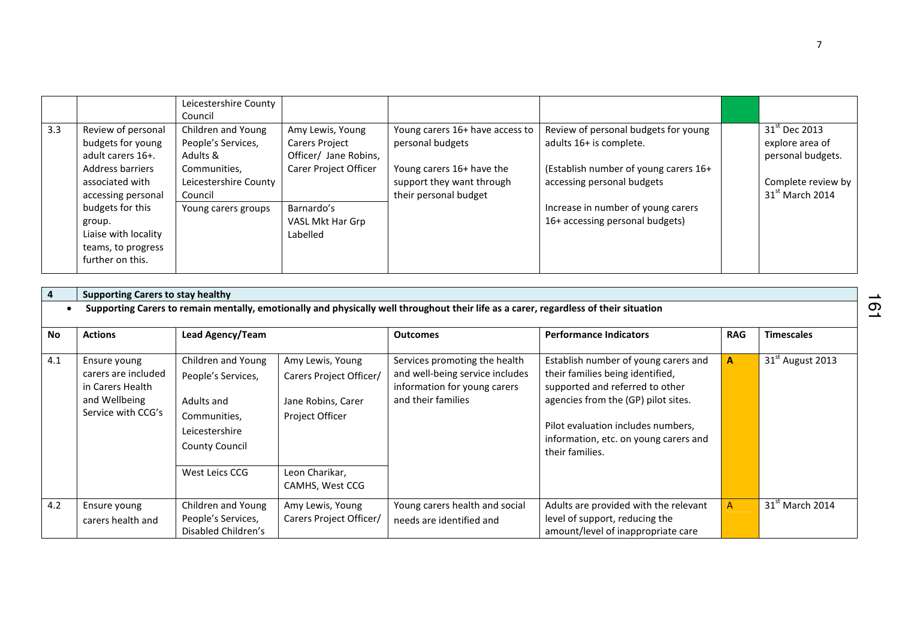| | | | | | | | |
|---|---|---|---|---|---|---|---|
| | | Leicestershire County Council | | | | | |
| 3.3 | Review of personal budgets for young adult carers 16+. Address barriers associated with accessing personal budgets for this group. Liaise with locality teams, to progress further on this. | Children and Young People's Services, Adults & Communities, Leicestershire County Council<br>Young carers groups | Amy Lewis, Young Carers Project Officer/ Jane Robins, Carer Project Officer<br>Barnardo's VASL Mkt Har Grp Labelled | Young carers 16+ have access to personal budgets<br><br>Young carers 16+ have the support they want through their personal budget | Review of personal budgets for young adults 16+ is complete.<br><br>(Establish number of young carers 16+ accessing personal budgets<br><br>Increase in number of young carers 16+ accessing personal budgets) | | 31st Dec 2013 explore area of personal budgets.<br><br>Complete review by 31st March 2014 |

| 4 | **Supporting Carers to stay healthy** | | | | | | |
|---|---|---|---|---|---|---|---|
| | • **Supporting Carers to remain mentally, emotionally and physically well throughout their life as a carer, regardless of their situation** | | | | | | |
| **No** | **Actions** | **Lead Agency/Team** | | **Outcomes** | **Performance Indicators** | **RAG** | **Timescales** |
| 4.1 | Ensure young carers are included in Carers Health and Wellbeing Service with CCG's | Children and Young People's Services, Adults and Communities, Leicestershire County Council<br>West Leics CCG | Amy Lewis, Young Carers Project Officer/ Jane Robins, Carer Project Officer<br>Leon Charikar, CAMHS, West CCG | Services promoting the health and well-being service includes information for young carers and their families | Establish number of young carers and their families being identified, supported and referred to other agencies from the (GP) pilot sites.<br><br>Pilot evaluation includes numbers, information, etc. on young carers and their families. | **A** | 31st August 2013 |
| 4.2 | Ensure young carers health and | Children and Young People's Services, Disabled Children's | Amy Lewis, Young Carers Project Officer/ | Young carers health and social needs are identified and | Adults are provided with the relevant level of support, reducing the amount/level of inappropriate care | A | 31st March 2014 |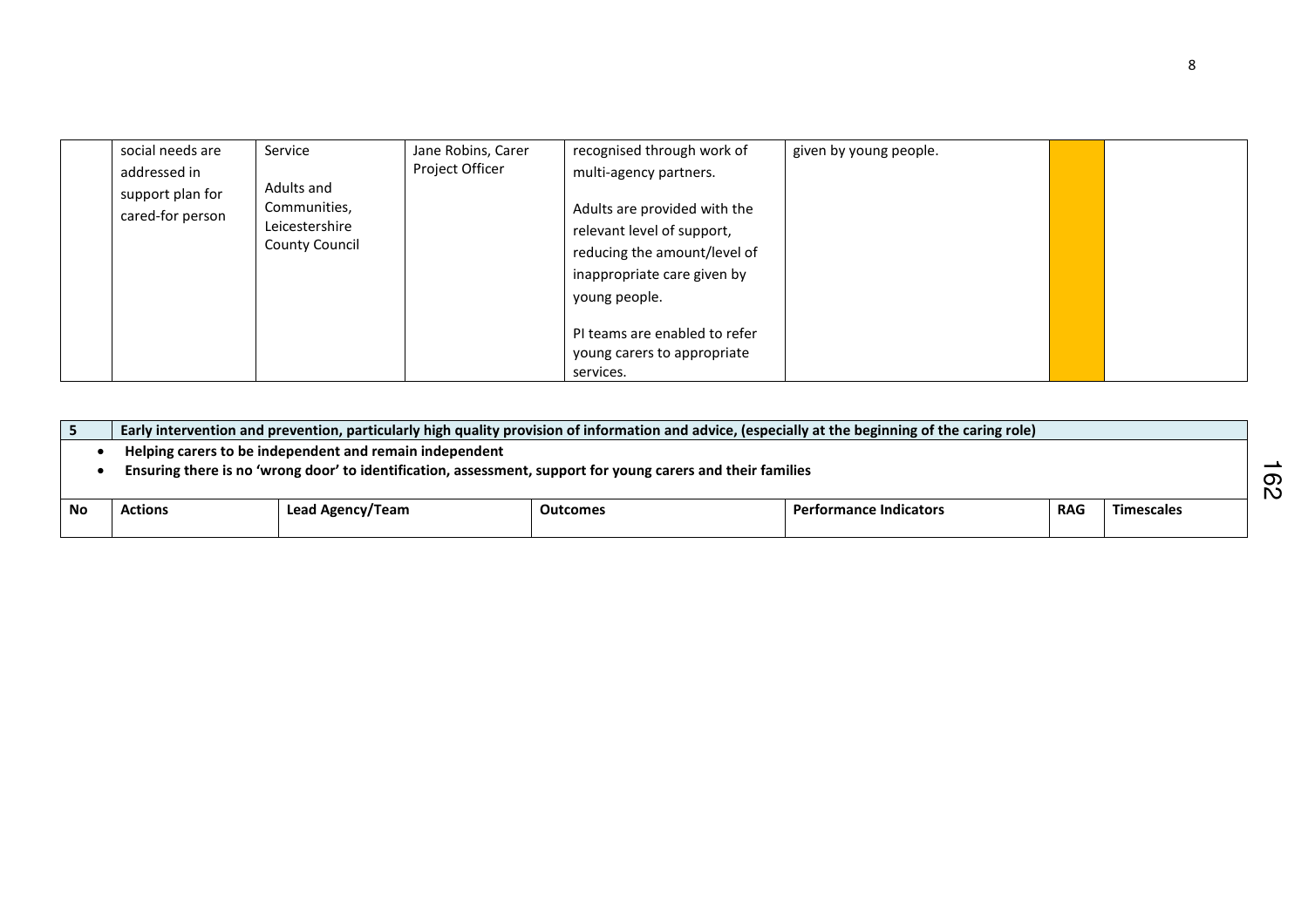| | social needs are addressed in support plan for cared-for person | Service<br><br>Adults and Communities, Leicestershire County Council | Jane Robins, Carer Project Officer | recognised through work of multi-agency partners.<br><br>Adults are provided with the relevant level of support, reducing the amount/level of inappropriate care given by young people.<br><br>PI teams are enabled to refer young carers to appropriate services. | given by young people. | | |
|---|---|---|---|---|---|---|---|

| 5 | Early intervention and prevention, particularly high quality provision of information and advice, (especially at the beginning of the caring role) | | | | |
|---|---|---|---|---|---|
| • | **Helping carers to be independent and remain independent**<br>**Ensuring there is no 'wrong door' to identification, assessment, support for young carers and their families** | | | | | |
| **No** | **Actions** | **Lead Agency/Team** | **Outcomes** | **Performance Indicators** | **RAG** | **Timescales** |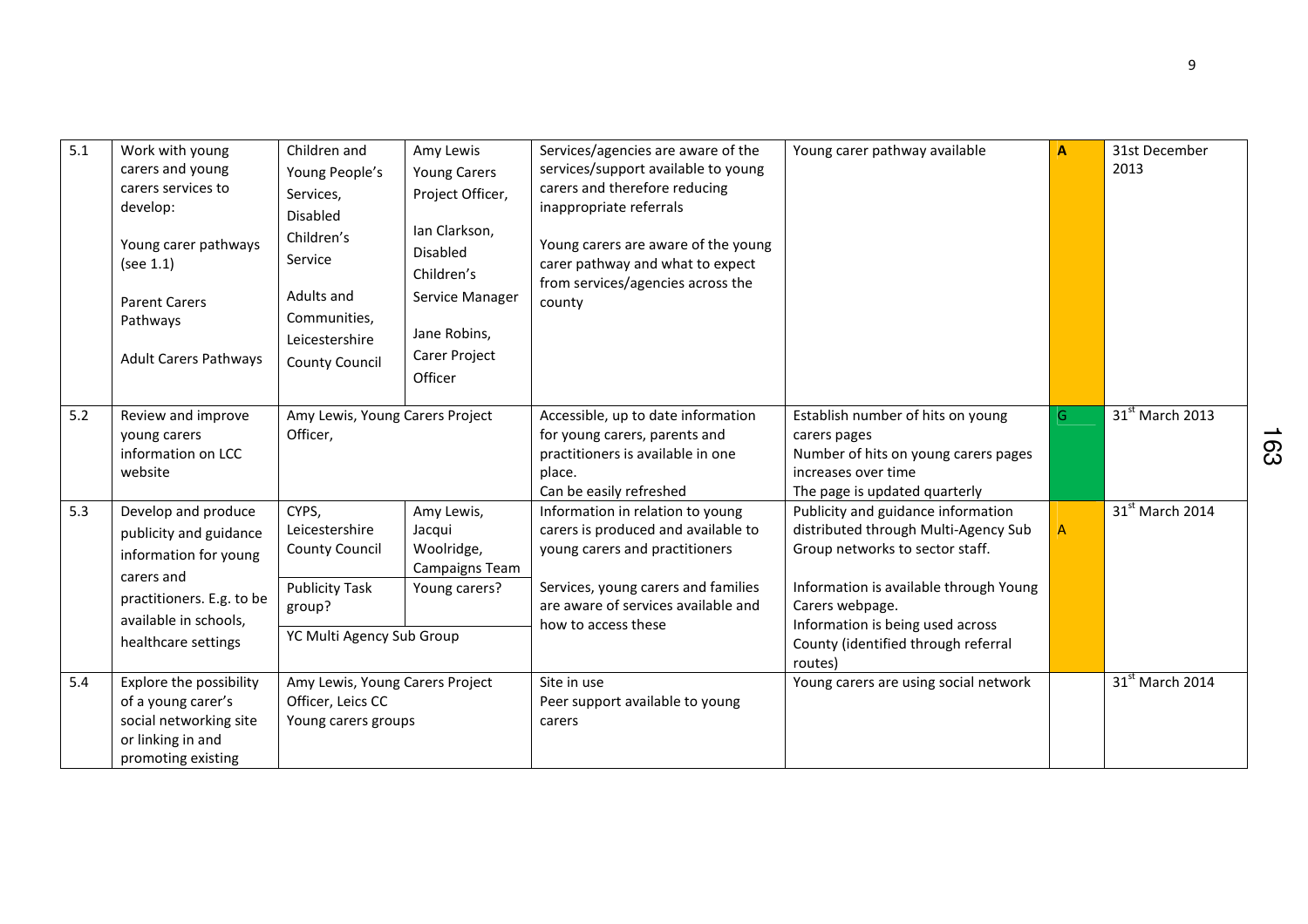| 5.1 | Work with young carers and young carers services to develop:<br><br>Young carer pathways (see 1.1)<br><br>Parent Carers Pathways<br><br>Adult Carers Pathways | Children and Young People's Services, Disabled Children's Service<br><br>Adults and Communities, Leicestershire County Council | Amy Lewis Young Carers Project Officer,<br><br>Ian Clarkson, Disabled Children's Service Manager<br><br>Jane Robins, Carer Project Officer | Services/agencies are aware of the services/support available to young carers and therefore reducing inappropriate referrals<br><br>Young carers are aware of the young carer pathway and what to expect from services/agencies across the county | Young carer pathway available | A | 31st December 2013 |
|---|---|---|---|---|---|---|---|
| 5.2 | Review and improve young carers information on LCC website | Amy Lewis, Young Carers Project Officer, | | Accessible, up to date information for young carers, parents and practitioners is available in one place.<br>Can be easily refreshed | Establish number of hits on young carers pages<br>Number of hits on young carers pages increases over time<br>The page is updated quarterly | G | 31st March 2013 |
| 5.3 | Develop and produce publicity and guidance information for young carers and practitioners. E.g. to be available in schools, healthcare settings | CYPS, Leicestershire County Council<br><br>Publicity Task group?<br><br>YC Multi Agency Sub Group | Amy Lewis, Jacqui Woolridge, Campaigns Team<br><br>Young carers? | Information in relation to young carers is produced and available to young carers and practitioners<br><br>Services, young carers and families are aware of services available and how to access these | Publicity and guidance information distributed through Multi-Agency Sub Group networks to sector staff.<br><br>Information is available through Young Carers webpage.<br>Information is being used across County (identified through referral routes) | A | 31st March 2014 |
| 5.4 | Explore the possibility of a young carer's social networking site or linking in and promoting existing | Amy Lewis, Young Carers Project Officer, Leics CC<br>Young carers groups | | Site in use<br>Peer support available to young carers | Young carers are using social network | | 31st March 2014 |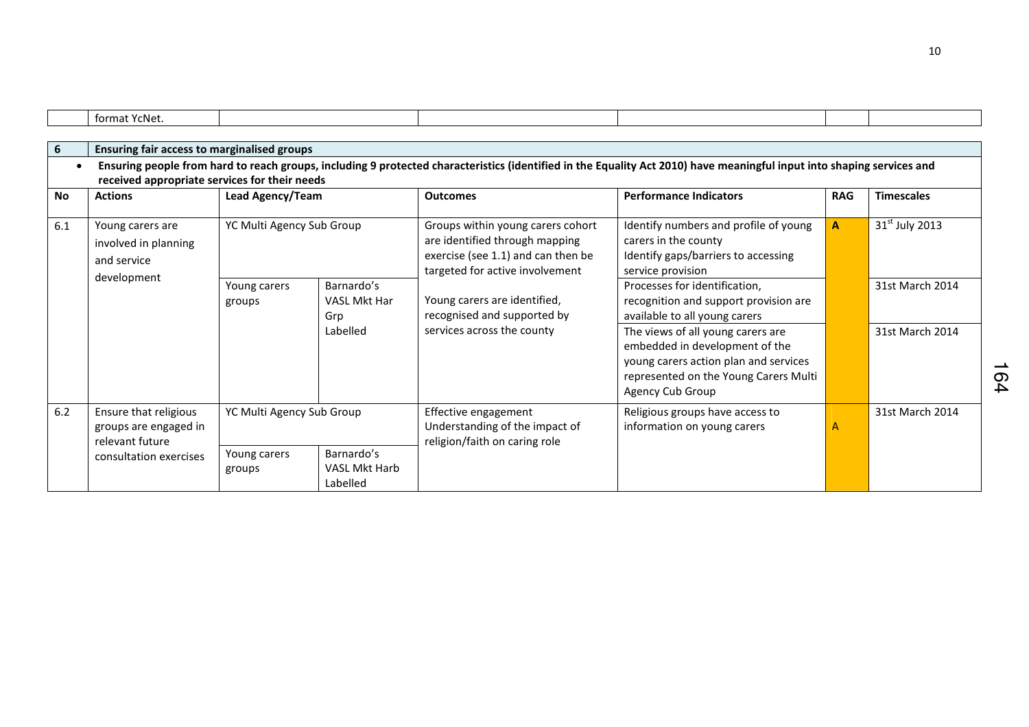| | format YcNet. | | | | | | |
|---|---|---|---|---|---|---|---|

| 6 | Ensuring fair access to marginalised groups | | | | | | |
|---|---|---|---|---|---|---|---|
| • | **Ensuring people from hard to reach groups, including 9 protected characteristics (identified in the Equality Act 2010) have meaningful input into shaping services and received appropriate services for their needs** | | | | | | |
| **No** | **Actions** | **Lead Agency/Team** | | **Outcomes** | **Performance Indicators** | **RAG** | **Timescales** |
| 6.1 | Young carers are involved in planning and service development | YC Multi Agency Sub Group | | Groups within young carers cohort are identified through mapping exercise (see 1.1) and can then be targeted for active involvement | Identify numbers and profile of young carers in the county<br>Identify gaps/barriers to accessing service provision | A | 31st July 2013 |
| | | Young carers groups | Barnardo's VASL Mkt Har Grp Labelled | Young carers are identified, recognised and supported by services across the county | Processes for identification, recognition and support provision are available to all young carers | | 31st March 2014 |
| | | | | | The views of all young carers are embedded in development of the young carers action plan and services represented on the Young Carers Multi Agency Cub Group | | 31st March 2014 |
| 6.2 | Ensure that religious groups are engaged in relevant future consultation exercises | YC Multi Agency Sub Group | | Effective engagement<br>Understanding of the impact of religion/faith on caring role | Religious groups have access to information on young carers | A | 31st March 2014 |
| | | Young carers groups | Barnardo's VASL Mkt Harb Labelled | | | | |